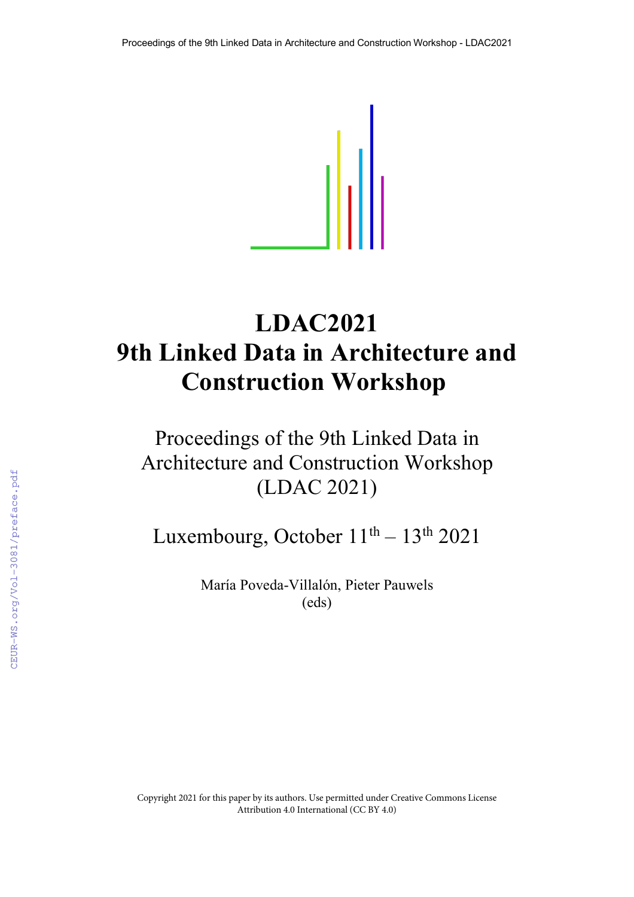# LDAC2021
# 9th Linked Data in Architecture and Construction Workshop

Proceedings of the 9th Linked Data in Architecture and Construction Workshop (LDAC 2021)

Luxembourg, October 11th – 13th 2021

María Poveda-Villalón, Pieter Pauwels
(eds)

Copyright 2021 for this paper by its authors. Use permitted under Creative Commons License Attribution 4.0 International (CC BY 4.0)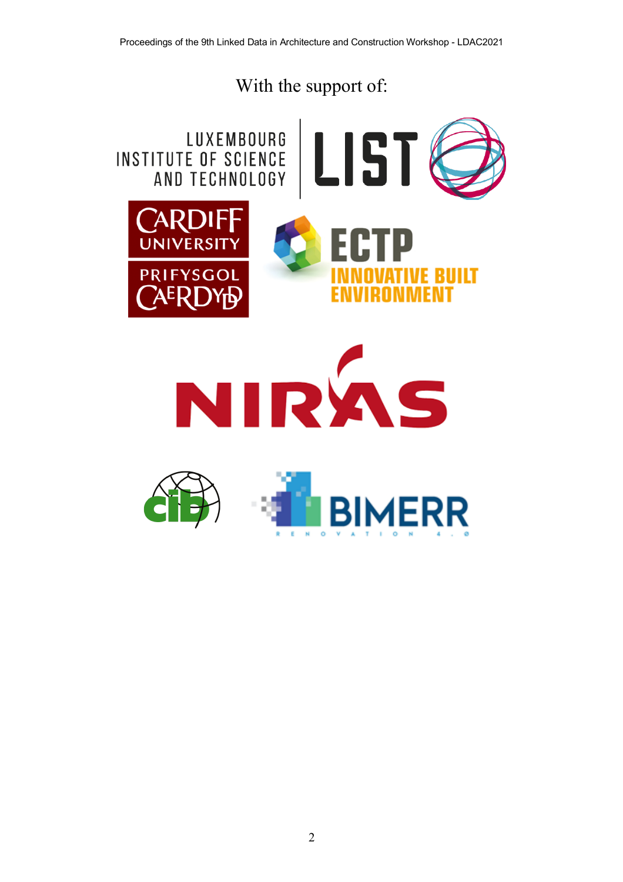With the support of:

LUXEMBOURG INSTITUTE OF SCIENCE AND TECHNOLOGY | LIST

CARDIFF UNIVERSITY PRIFYSGOL CAERDYDD

ECTP INNOVATIVE BUILT ENVIRONMENT

NIRAS

cib

BIMERR RENOVATION 4.0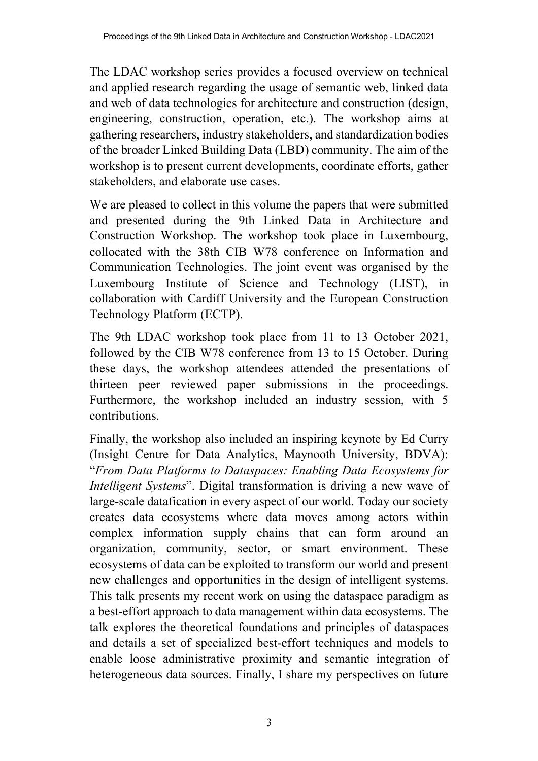The LDAC workshop series provides a focused overview on technical and applied research regarding the usage of semantic web, linked data and web of data technologies for architecture and construction (design, engineering, construction, operation, etc.). The workshop aims at gathering researchers, industry stakeholders, and standardization bodies of the broader Linked Building Data (LBD) community. The aim of the workshop is to present current developments, coordinate efforts, gather stakeholders, and elaborate use cases.

We are pleased to collect in this volume the papers that were submitted and presented during the 9th Linked Data in Architecture and Construction Workshop. The workshop took place in Luxembourg, collocated with the 38th CIB W78 conference on Information and Communication Technologies. The joint event was organised by the Luxembourg Institute of Science and Technology (LIST), in collaboration with Cardiff University and the European Construction Technology Platform (ECTP).

The 9th LDAC workshop took place from 11 to 13 October 2021, followed by the CIB W78 conference from 13 to 15 October. During these days, the workshop attendees attended the presentations of thirteen peer reviewed paper submissions in the proceedings. Furthermore, the workshop included an industry session, with 5 contributions.

Finally, the workshop also included an inspiring keynote by Ed Curry (Insight Centre for Data Analytics, Maynooth University, BDVA): "*From Data Platforms to Dataspaces: Enabling Data Ecosystems for Intelligent Systems*". Digital transformation is driving a new wave of large-scale datafication in every aspect of our world. Today our society creates data ecosystems where data moves among actors within complex information supply chains that can form around an organization, community, sector, or smart environment. These ecosystems of data can be exploited to transform our world and present new challenges and opportunities in the design of intelligent systems. This talk presents my recent work on using the dataspace paradigm as a best-effort approach to data management within data ecosystems. The talk explores the theoretical foundations and principles of dataspaces and details a set of specialized best-effort techniques and models to enable loose administrative proximity and semantic integration of heterogeneous data sources. Finally, I share my perspectives on future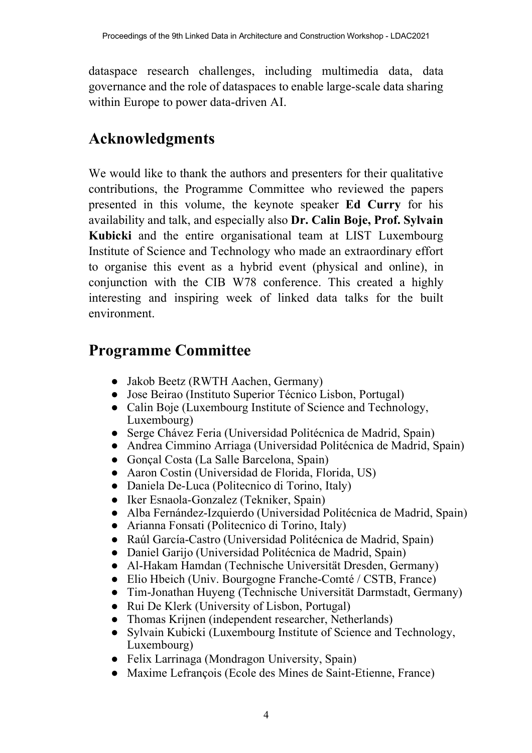dataspace research challenges, including multimedia data, data governance and the role of dataspaces to enable large-scale data sharing within Europe to power data-driven AI.

## Acknowledgments

We would like to thank the authors and presenters for their qualitative contributions, the Programme Committee who reviewed the papers presented in this volume, the keynote speaker **Ed Curry** for his availability and talk, and especially also **Dr. Calin Boje, Prof. Sylvain Kubicki** and the entire organisational team at LIST Luxembourg Institute of Science and Technology who made an extraordinary effort to organise this event as a hybrid event (physical and online), in conjunction with the CIB W78 conference. This created a highly interesting and inspiring week of linked data talks for the built environment.

## Programme Committee

- Jakob Beetz (RWTH Aachen, Germany)
- Jose Beirao (Instituto Superior Técnico Lisbon, Portugal)
- Calin Boje (Luxembourg Institute of Science and Technology, Luxembourg)
- Serge Chávez Feria (Universidad Politécnica de Madrid, Spain)
- Andrea Cimmino Arriaga (Universidad Politécnica de Madrid, Spain)
- Gonçal Costa (La Salle Barcelona, Spain)
- Aaron Costin (Universidad de Florida, Florida, US)
- Daniela De-Luca (Politecnico di Torino, Italy)
- Iker Esnaola-Gonzalez (Tekniker, Spain)
- Alba Fernández-Izquierdo (Universidad Politécnica de Madrid, Spain)
- Arianna Fonsati (Politecnico di Torino, Italy)
- Raúl García-Castro (Universidad Politécnica de Madrid, Spain)
- Daniel Garijo (Universidad Politécnica de Madrid, Spain)
- Al-Hakam Hamdan (Technische Universität Dresden, Germany)
- Elio Hbeich (Univ. Bourgogne Franche-Comté / CSTB, France)
- Tim-Jonathan Huyeng (Technische Universität Darmstadt, Germany)
- Rui De Klerk (University of Lisbon, Portugal)
- Thomas Krijnen (independent researcher, Netherlands)
- Sylvain Kubicki (Luxembourg Institute of Science and Technology, Luxembourg)
- Felix Larrinaga (Mondragon University, Spain)
- Maxime Lefrançois (Ecole des Mines de Saint-Etienne, France)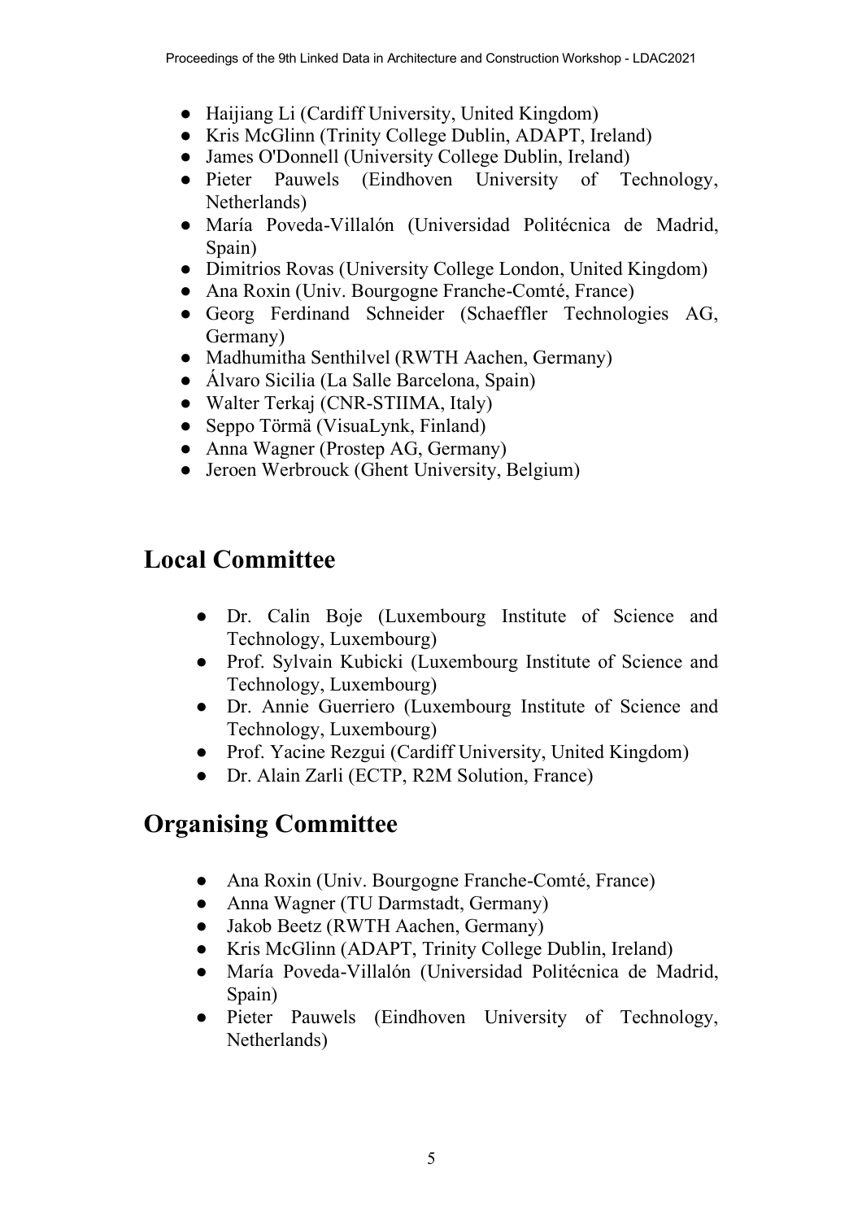- Haijiang Li (Cardiff University, United Kingdom)
- Kris McGlinn (Trinity College Dublin, ADAPT, Ireland)
- James O'Donnell (University College Dublin, Ireland)
- Pieter Pauwels (Eindhoven University of Technology, Netherlands)
- María Poveda-Villalón (Universidad Politécnica de Madrid, Spain)
- Dimitrios Rovas (University College London, United Kingdom)
- Ana Roxin (Univ. Bourgogne Franche-Comté, France)
- Georg Ferdinand Schneider (Schaeffler Technologies AG, Germany)
- Madhumitha Senthilvel (RWTH Aachen, Germany)
- Álvaro Sicilia (La Salle Barcelona, Spain)
- Walter Terkaj (CNR-STIIMA, Italy)
- Seppo Törmä (VisuaLynk, Finland)
- Anna Wagner (Prostep AG, Germany)
- Jeroen Werbrouck (Ghent University, Belgium)

## Local Committee

- Dr. Calin Boje (Luxembourg Institute of Science and Technology, Luxembourg)
- Prof. Sylvain Kubicki (Luxembourg Institute of Science and Technology, Luxembourg)
- Dr. Annie Guerriero (Luxembourg Institute of Science and Technology, Luxembourg)
- Prof. Yacine Rezgui (Cardiff University, United Kingdom)
- Dr. Alain Zarli (ECTP, R2M Solution, France)

## Organising Committee

- Ana Roxin (Univ. Bourgogne Franche-Comté, France)
- Anna Wagner (TU Darmstadt, Germany)
- Jakob Beetz (RWTH Aachen, Germany)
- Kris McGlinn (ADAPT, Trinity College Dublin, Ireland)
- María Poveda-Villalón (Universidad Politécnica de Madrid, Spain)
- Pieter Pauwels (Eindhoven University of Technology, Netherlands)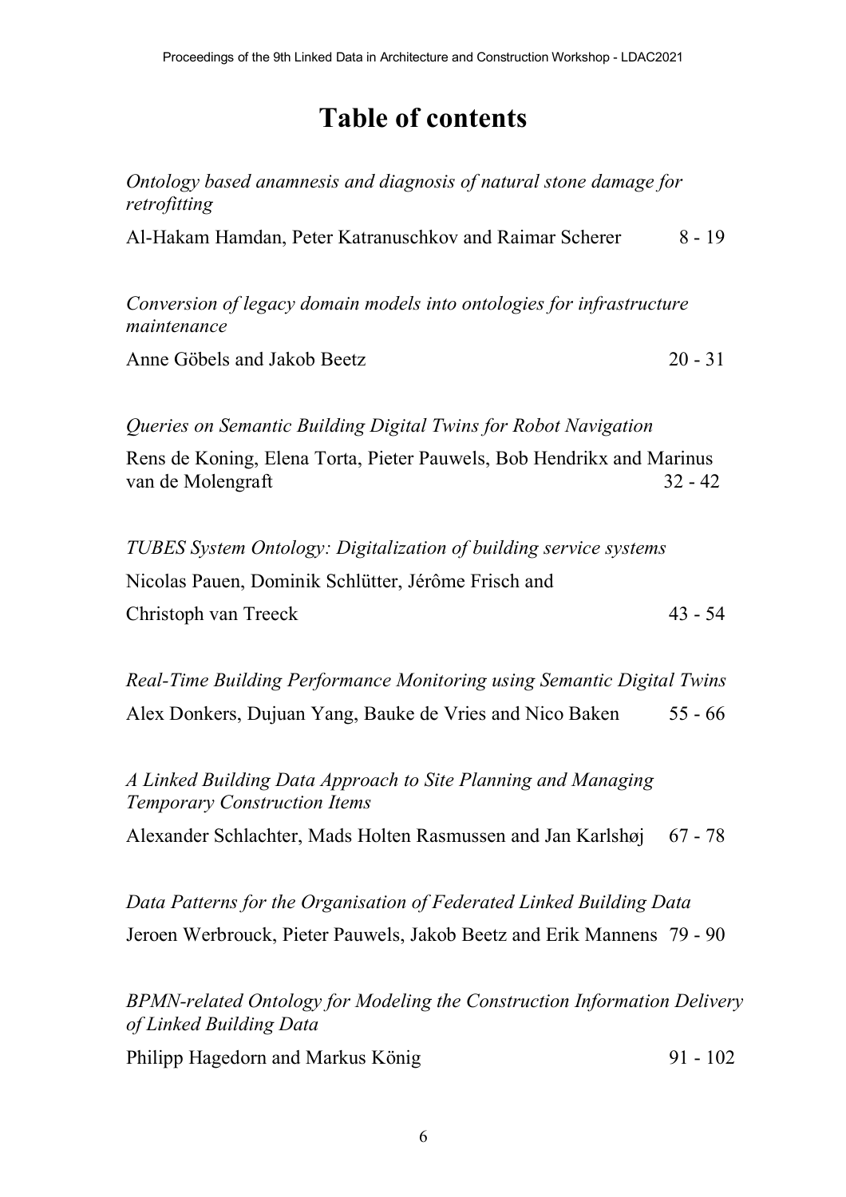# Table of contents

*Ontology based anamnesis and diagnosis of natural stone damage for retrofitting*

Al-Hakam Hamdan, Peter Katranuschkov and Raimar Scherer 8 - 19

*Conversion of legacy domain models into ontologies for infrastructure maintenance*

Anne Göbels and Jakob Beetz 20 - 31

*Queries on Semantic Building Digital Twins for Robot Navigation*

Rens de Koning, Elena Torta, Pieter Pauwels, Bob Hendrikx and Marinus van de Molengraft 32 - 42

*TUBES System Ontology: Digitalization of building service systems*

Nicolas Pauen, Dominik Schlütter, Jérôme Frisch and Christoph van Treeck 43 - 54

*Real-Time Building Performance Monitoring using Semantic Digital Twins*

Alex Donkers, Dujuan Yang, Bauke de Vries and Nico Baken 55 - 66

*A Linked Building Data Approach to Site Planning and Managing Temporary Construction Items*

Alexander Schlachter, Mads Holten Rasmussen and Jan Karlshøj 67 - 78

*Data Patterns for the Organisation of Federated Linked Building Data*

Jeroen Werbrouck, Pieter Pauwels, Jakob Beetz and Erik Mannens 79 - 90

*BPMN-related Ontology for Modeling the Construction Information Delivery of Linked Building Data*

Philipp Hagedorn and Markus König 91 - 102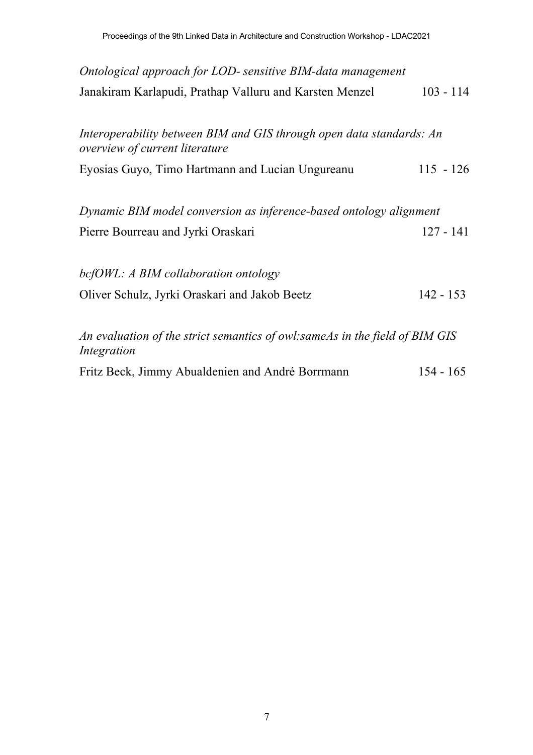*Ontological approach for LOD- sensitive BIM-data management*

Janakiram Karlapudi, Prathap Valluru and Karsten Menzel 103 - 114

*Interoperability between BIM and GIS through open data standards: An overview of current literature*

Eyosias Guyo, Timo Hartmann and Lucian Ungureanu 115 - 126

*Dynamic BIM model conversion as inference-based ontology alignment*

Pierre Bourreau and Jyrki Oraskari 127 - 141

*bcfOWL: A BIM collaboration ontology*

Oliver Schulz, Jyrki Oraskari and Jakob Beetz 142 - 153

*An evaluation of the strict semantics of owl:sameAs in the field of BIM GIS Integration*

Fritz Beck, Jimmy Abualdenien and André Borrmann 154 - 165